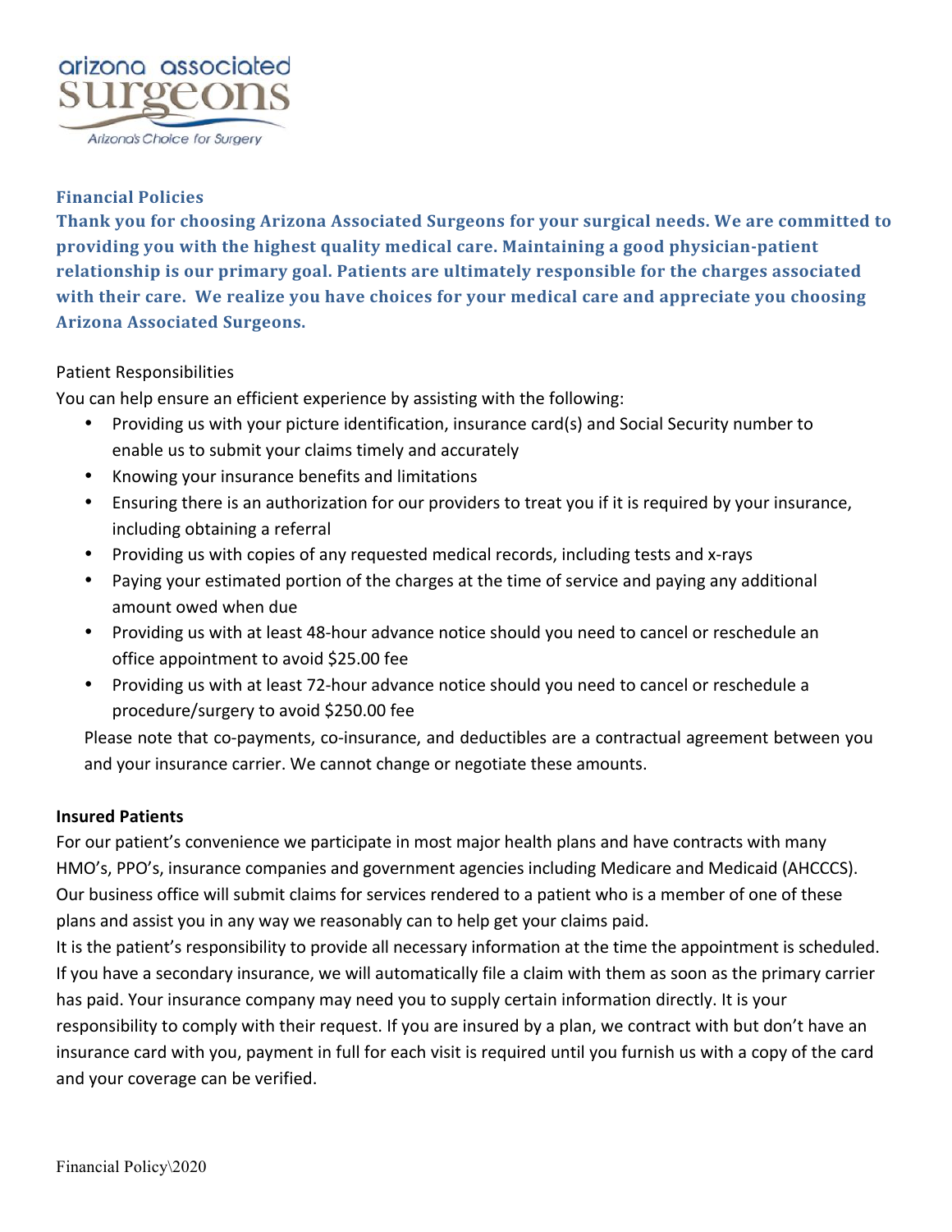arizona associated surgeons

Arizona's Choice for Surgery

## Financial Policies

**Thank you for choosing Arizona Associated Surgeons for your surgical needs. We are committed to providing you with the highest quality medical care. Maintaining a good physician-patient relationship is our primary goal. Patients are ultimately responsible for the charges associated with their care. We realize you have choices for your medical care and appreciate you choosing Arizona Associated Surgeons.**

### Patient Responsibilities

You can help ensure an efficient experience by assisting with the following:

- Providing us with your picture identification, insurance card(s) and Social Security number to enable us to submit your claims timely and accurately
- Knowing your insurance benefits and limitations
- Ensuring there is an authorization for our providers to treat you if it is required by your insurance, including obtaining a referral
- Providing us with copies of any requested medical records, including tests and x-rays
- Paying your estimated portion of the charges at the time of service and paying any additional amount owed when due
- Providing us with at least 48-hour advance notice should you need to cancel or reschedule an office appointment to avoid $25.00 fee
- Providing us with at least 72-hour advance notice should you need to cancel or reschedule a procedure/surgery to avoid $250.00 fee

Please note that co-payments, co-insurance, and deductibles are a contractual agreement between you and your insurance carrier. We cannot change or negotiate these amounts.

### Insured Patients

For our patient's convenience we participate in most major health plans and have contracts with many HMO's, PPO's, insurance companies and government agencies including Medicare and Medicaid (AHCCCS). Our business office will submit claims for services rendered to a patient who is a member of one of these plans and assist you in any way we reasonably can to help get your claims paid.

It is the patient's responsibility to provide all necessary information at the time the appointment is scheduled. If you have a secondary insurance, we will automatically file a claim with them as soon as the primary carrier has paid. Your insurance company may need you to supply certain information directly. It is your responsibility to comply with their request. If you are insured by a plan, we contract with but don't have an insurance card with you, payment in full for each visit is required until you furnish us with a copy of the card and your coverage can be verified.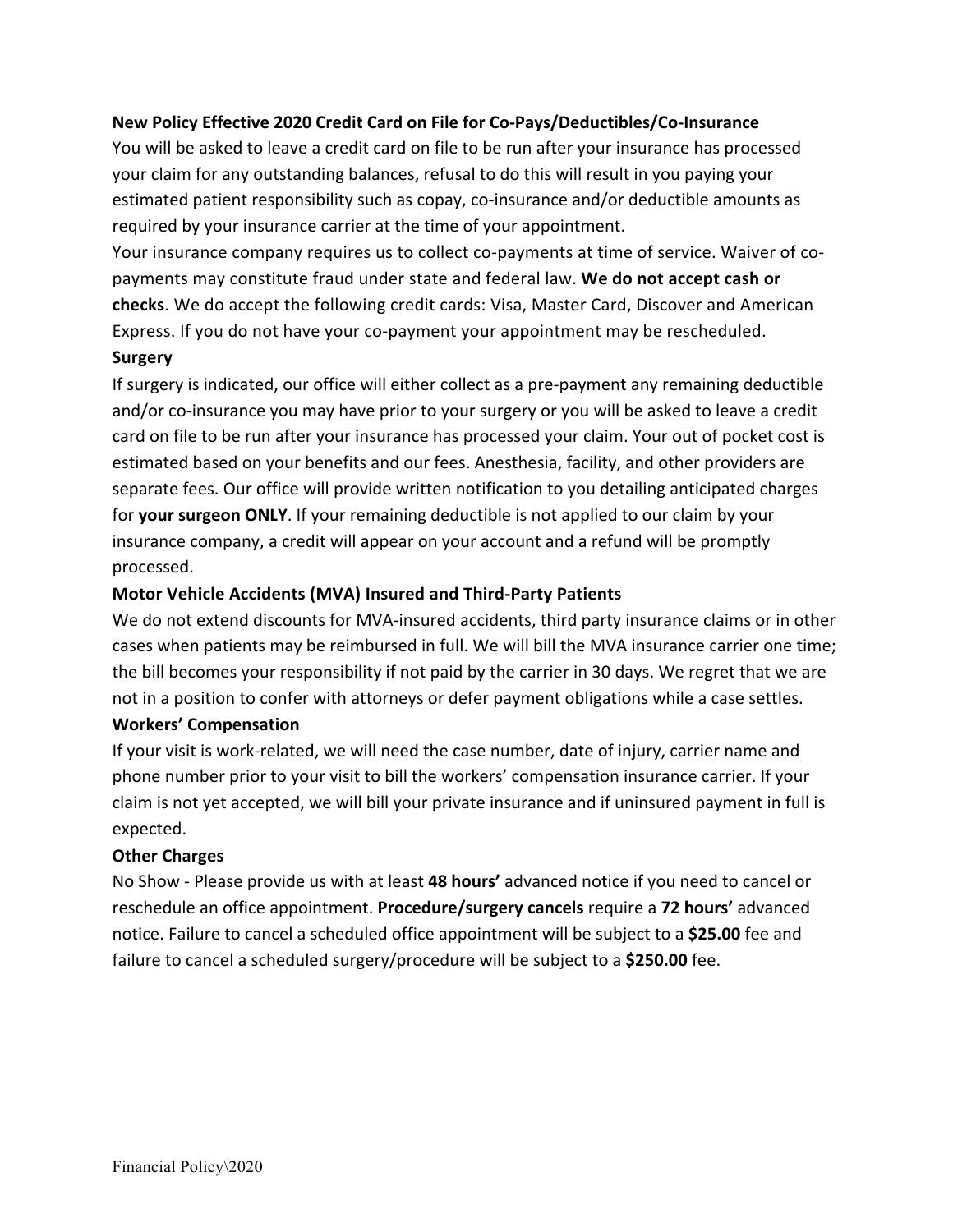**New Policy Effective 2020 Credit Card on File for Co-Pays/Deductibles/Co-Insurance**

You will be asked to leave a credit card on file to be run after your insurance has processed your claim for any outstanding balances, refusal to do this will result in you paying your estimated patient responsibility such as copay, co-insurance and/or deductible amounts as required by your insurance carrier at the time of your appointment.

Your insurance company requires us to collect co-payments at time of service. Waiver of co-payments may constitute fraud under state and federal law. **We do not accept cash or checks**. We do accept the following credit cards: Visa, Master Card, Discover and American Express. If you do not have your co-payment your appointment may be rescheduled.

**Surgery**

If surgery is indicated, our office will either collect as a pre-payment any remaining deductible and/or co-insurance you may have prior to your surgery or you will be asked to leave a credit card on file to be run after your insurance has processed your claim. Your out of pocket cost is estimated based on your benefits and our fees. Anesthesia, facility, and other providers are separate fees. Our office will provide written notification to you detailing anticipated charges for **your surgeon ONLY**. If your remaining deductible is not applied to our claim by your insurance company, a credit will appear on your account and a refund will be promptly processed.

**Motor Vehicle Accidents (MVA) Insured and Third-Party Patients**

We do not extend discounts for MVA-insured accidents, third party insurance claims or in other cases when patients may be reimbursed in full. We will bill the MVA insurance carrier one time; the bill becomes your responsibility if not paid by the carrier in 30 days. We regret that we are not in a position to confer with attorneys or defer payment obligations while a case settles.

**Workers' Compensation**

If your visit is work-related, we will need the case number, date of injury, carrier name and phone number prior to your visit to bill the workers' compensation insurance carrier. If your claim is not yet accepted, we will bill your private insurance and if uninsured payment in full is expected.

**Other Charges**

No Show - Please provide us with at least **48 hours'** advanced notice if you need to cancel or reschedule an office appointment. **Procedure/surgery cancels** require a **72 hours'** advanced notice. Failure to cancel a scheduled office appointment will be subject to a **$25.00** fee and failure to cancel a scheduled surgery/procedure will be subject to a **$250.00** fee.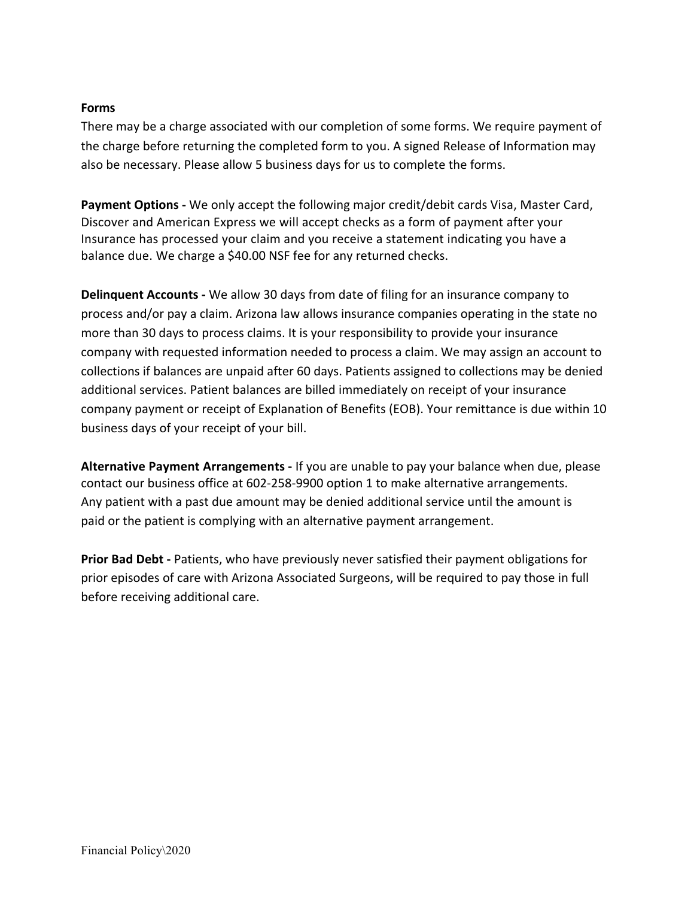**Forms**

There may be a charge associated with our completion of some forms. We require payment of the charge before returning the completed form to you. A signed Release of Information may also be necessary. Please allow 5 business days for us to complete the forms.

**Payment Options -** We only accept the following major credit/debit cards Visa, Master Card, Discover and American Express we will accept checks as a form of payment after your Insurance has processed your claim and you receive a statement indicating you have a balance due. We charge a $40.00 NSF fee for any returned checks.

**Delinquent Accounts -** We allow 30 days from date of filing for an insurance company to process and/or pay a claim. Arizona law allows insurance companies operating in the state no more than 30 days to process claims. It is your responsibility to provide your insurance company with requested information needed to process a claim. We may assign an account to collections if balances are unpaid after 60 days. Patients assigned to collections may be denied additional services. Patient balances are billed immediately on receipt of your insurance company payment or receipt of Explanation of Benefits (EOB). Your remittance is due within 10 business days of your receipt of your bill.

**Alternative Payment Arrangements -** If you are unable to pay your balance when due, please contact our business office at 602-258-9900 option 1 to make alternative arrangements. Any patient with a past due amount may be denied additional service until the amount is paid or the patient is complying with an alternative payment arrangement.

**Prior Bad Debt -** Patients, who have previously never satisfied their payment obligations for prior episodes of care with Arizona Associated Surgeons, will be required to pay those in full before receiving additional care.